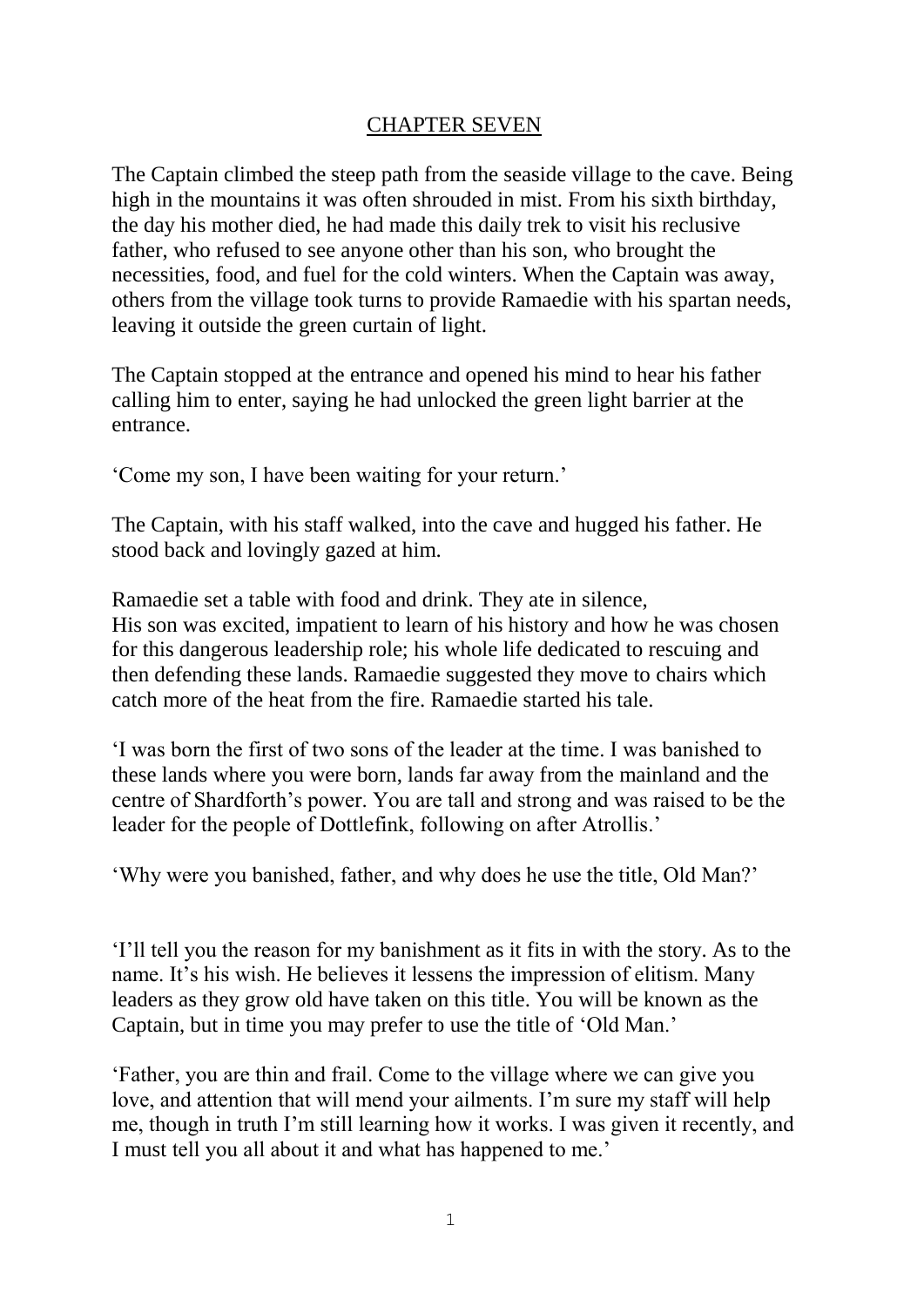# CHAPTER SEVEN

The Captain climbed the steep path from the seaside village to the cave. Being high in the mountains it was often shrouded in mist. From his sixth birthday, the day his mother died, he had made this daily trek to visit his reclusive father, who refused to see anyone other than his son, who brought the necessities, food, and fuel for the cold winters. When the Captain was away, others from the village took turns to provide Ramaedie with his spartan needs, leaving it outside the green curtain of light.

The Captain stopped at the entrance and opened his mind to hear his father calling him to enter, saying he had unlocked the green light barrier at the entrance.

'Come my son, I have been waiting for your return.'

The Captain, with his staff walked, into the cave and hugged his father. He stood back and lovingly gazed at him.

Ramaedie set a table with food and drink. They ate in silence,
His son was excited, impatient to learn of his history and how he was chosen for this dangerous leadership role; his whole life dedicated to rescuing and then defending these lands. Ramaedie suggested they move to chairs which catch more of the heat from the fire. Ramaedie started his tale.

'I was born the first of two sons of the leader at the time. I was banished to these lands where you were born, lands far away from the mainland and the centre of Shardforth's power. You are tall and strong and was raised to be the leader for the people of Dottlefink, following on after Atrollis.'

'Why were you banished, father, and why does he use the title, Old Man?'

'I'll tell you the reason for my banishment as it fits in with the story. As to the name. It's his wish. He believes it lessens the impression of elitism. Many leaders as they grow old have taken on this title. You will be known as the Captain, but in time you may prefer to use the title of 'Old Man.'

'Father, you are thin and frail. Come to the village where we can give you love, and attention that will mend your ailments. I'm sure my staff will help me, though in truth I'm still learning how it works. I was given it recently, and I must tell you all about it and what has happened to me.'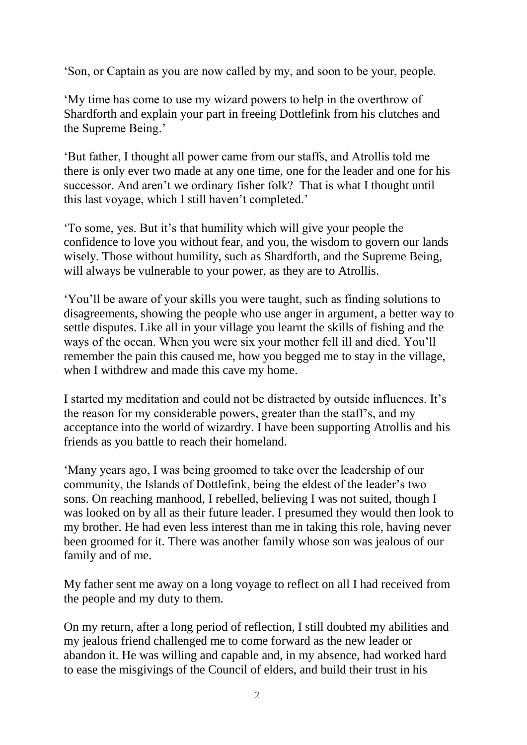'Son, or Captain as you are now called by my, and soon to be your, people.

'My time has come to use my wizard powers to help in the overthrow of Shardforth and explain your part in freeing Dottlefink from his clutches and the Supreme Being.'

'But father, I thought all power came from our staffs, and Atrollis told me there is only ever two made at any one time, one for the leader and one for his successor. And aren't we ordinary fisher folk? That is what I thought until this last voyage, which I still haven't completed.'

'To some, yes. But it's that humility which will give your people the confidence to love you without fear, and you, the wisdom to govern our lands wisely. Those without humility, such as Shardforth, and the Supreme Being, will always be vulnerable to your power, as they are to Atrollis.

'You'll be aware of your skills you were taught, such as finding solutions to disagreements, showing the people who use anger in argument, a better way to settle disputes. Like all in your village you learnt the skills of fishing and the ways of the ocean. When you were six your mother fell ill and died. You'll remember the pain this caused me, how you begged me to stay in the village, when I withdrew and made this cave my home.

I started my meditation and could not be distracted by outside influences. It's the reason for my considerable powers, greater than the staff's, and my acceptance into the world of wizardry. I have been supporting Atrollis and his friends as you battle to reach their homeland.

'Many years ago, I was being groomed to take over the leadership of our community, the Islands of Dottlefink, being the eldest of the leader's two sons. On reaching manhood, I rebelled, believing I was not suited, though I was looked on by all as their future leader. I presumed they would then look to my brother. He had even less interest than me in taking this role, having never been groomed for it. There was another family whose son was jealous of our family and of me.

My father sent me away on a long voyage to reflect on all I had received from the people and my duty to them.

On my return, after a long period of reflection, I still doubted my abilities and my jealous friend challenged me to come forward as the new leader or abandon it. He was willing and capable and, in my absence, had worked hard to ease the misgivings of the Council of elders, and build their trust in his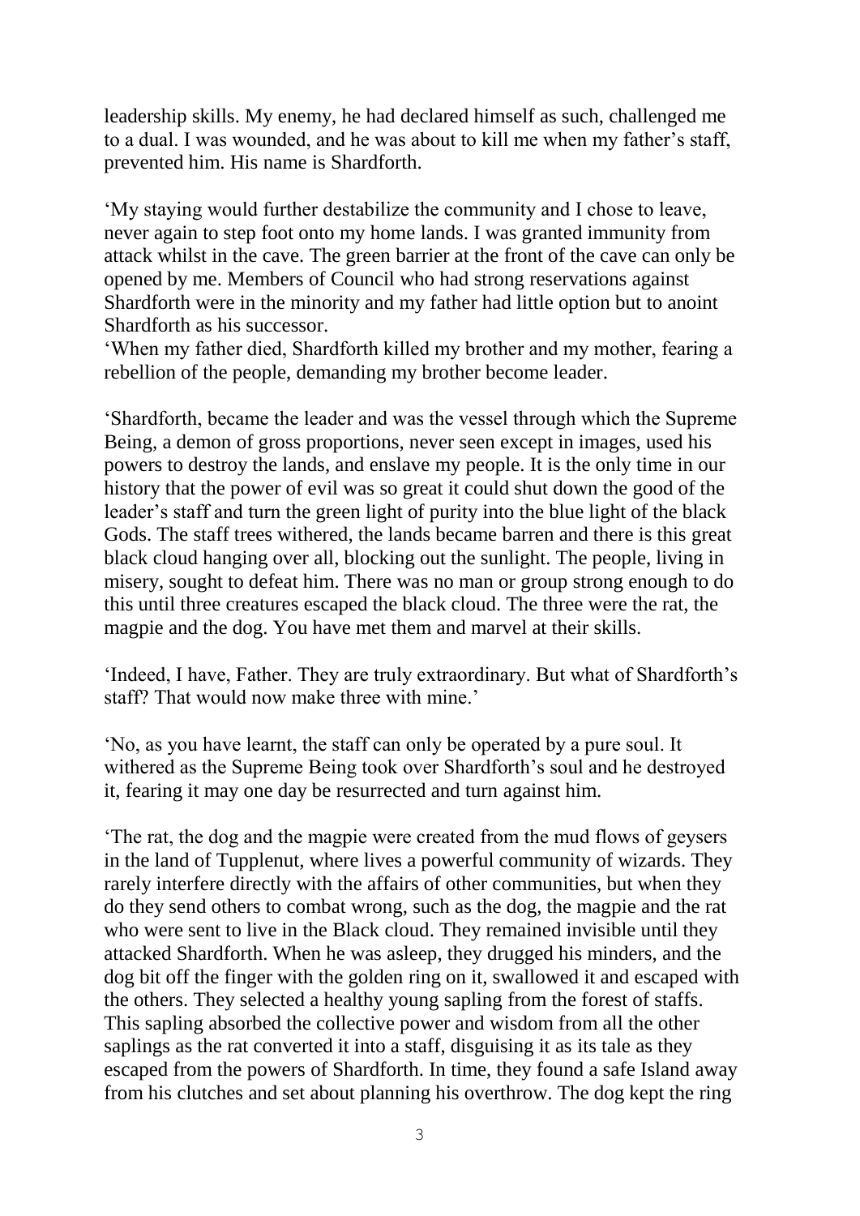leadership skills. My enemy, he had declared himself as such, challenged me to a dual. I was wounded, and he was about to kill me when my father's staff, prevented him. His name is Shardforth.

'My staying would further destabilize the community and I chose to leave, never again to step foot onto my home lands. I was granted immunity from attack whilst in the cave. The green barrier at the front of the cave can only be opened by me. Members of Council who had strong reservations against Shardforth were in the minority and my father had little option but to anoint Shardforth as his successor.

'When my father died, Shardforth killed my brother and my mother, fearing a rebellion of the people, demanding my brother become leader.

'Shardforth, became the leader and was the vessel through which the Supreme Being, a demon of gross proportions, never seen except in images, used his powers to destroy the lands, and enslave my people. It is the only time in our history that the power of evil was so great it could shut down the good of the leader's staff and turn the green light of purity into the blue light of the black Gods. The staff trees withered, the lands became barren and there is this great black cloud hanging over all, blocking out the sunlight. The people, living in misery, sought to defeat him. There was no man or group strong enough to do this until three creatures escaped the black cloud. The three were the rat, the magpie and the dog. You have met them and marvel at their skills.

'Indeed, I have, Father. They are truly extraordinary. But what of Shardforth's staff? That would now make three with mine.'

'No, as you have learnt, the staff can only be operated by a pure soul. It withered as the Supreme Being took over Shardforth's soul and he destroyed it, fearing it may one day be resurrected and turn against him.

'The rat, the dog and the magpie were created from the mud flows of geysers in the land of Tupplenut, where lives a powerful community of wizards. They rarely interfere directly with the affairs of other communities, but when they do they send others to combat wrong, such as the dog, the magpie and the rat who were sent to live in the Black cloud. They remained invisible until they attacked Shardforth. When he was asleep, they drugged his minders, and the dog bit off the finger with the golden ring on it, swallowed it and escaped with the others. They selected a healthy young sapling from the forest of staffs. This sapling absorbed the collective power and wisdom from all the other saplings as the rat converted it into a staff, disguising it as its tale as they escaped from the powers of Shardforth. In time, they found a safe Island away from his clutches and set about planning his overthrow. The dog kept the ring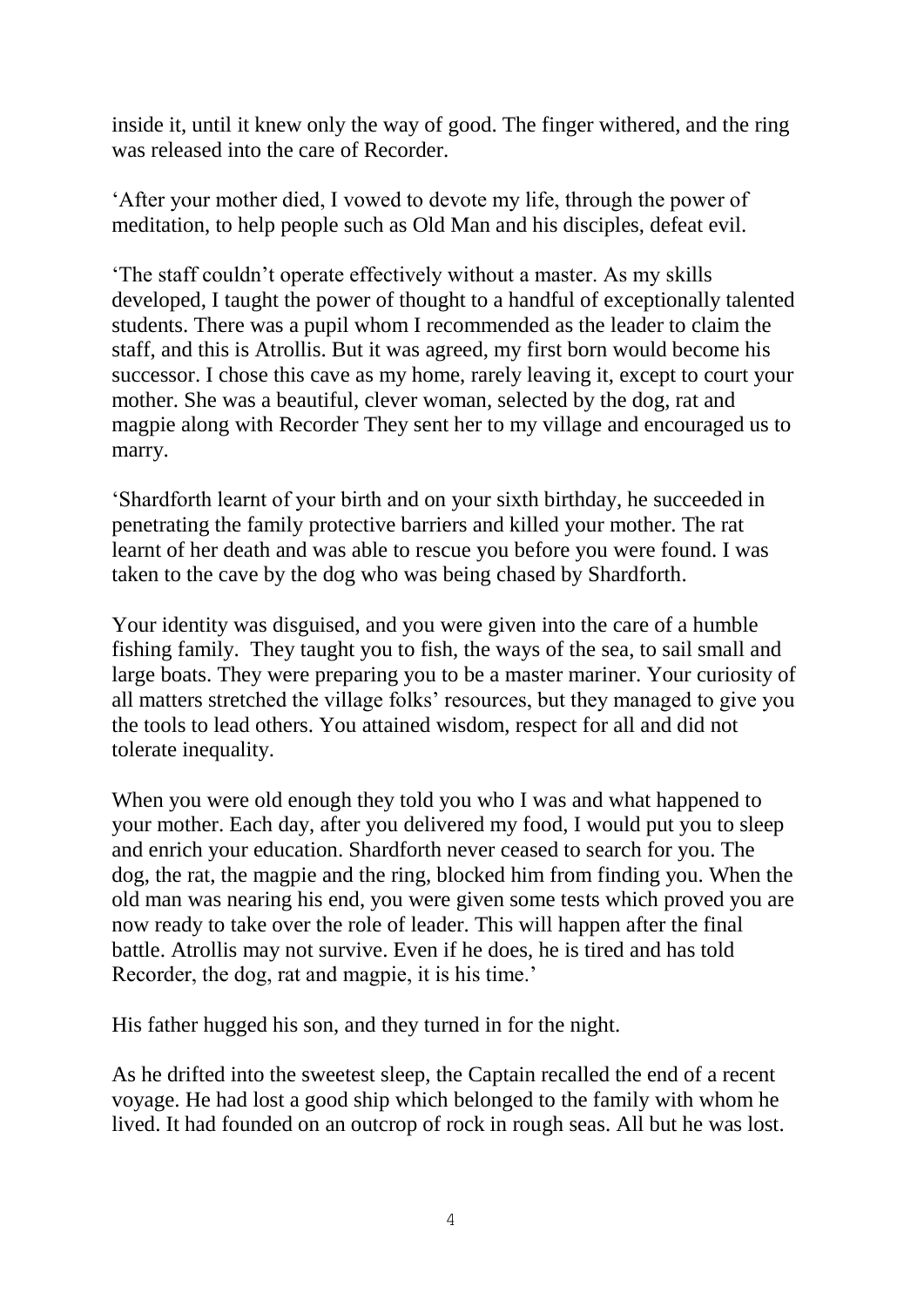inside it, until it knew only the way of good. The finger withered, and the ring was released into the care of Recorder.

'After your mother died, I vowed to devote my life, through the power of meditation, to help people such as Old Man and his disciples, defeat evil.

'The staff couldn't operate effectively without a master. As my skills developed, I taught the power of thought to a handful of exceptionally talented students. There was a pupil whom I recommended as the leader to claim the staff, and this is Atrollis. But it was agreed, my first born would become his successor. I chose this cave as my home, rarely leaving it, except to court your mother. She was a beautiful, clever woman, selected by the dog, rat and magpie along with Recorder They sent her to my village and encouraged us to marry.

'Shardforth learnt of your birth and on your sixth birthday, he succeeded in penetrating the family protective barriers and killed your mother. The rat learnt of her death and was able to rescue you before you were found. I was taken to the cave by the dog who was being chased by Shardforth.

Your identity was disguised, and you were given into the care of a humble fishing family. They taught you to fish, the ways of the sea, to sail small and large boats. They were preparing you to be a master mariner. Your curiosity of all matters stretched the village folks' resources, but they managed to give you the tools to lead others. You attained wisdom, respect for all and did not tolerate inequality.

When you were old enough they told you who I was and what happened to your mother. Each day, after you delivered my food, I would put you to sleep and enrich your education. Shardforth never ceased to search for you. The dog, the rat, the magpie and the ring, blocked him from finding you. When the old man was nearing his end, you were given some tests which proved you are now ready to take over the role of leader. This will happen after the final battle. Atrollis may not survive. Even if he does, he is tired and has told Recorder, the dog, rat and magpie, it is his time.'

His father hugged his son, and they turned in for the night.

As he drifted into the sweetest sleep, the Captain recalled the end of a recent voyage. He had lost a good ship which belonged to the family with whom he lived. It had founded on an outcrop of rock in rough seas. All but he was lost.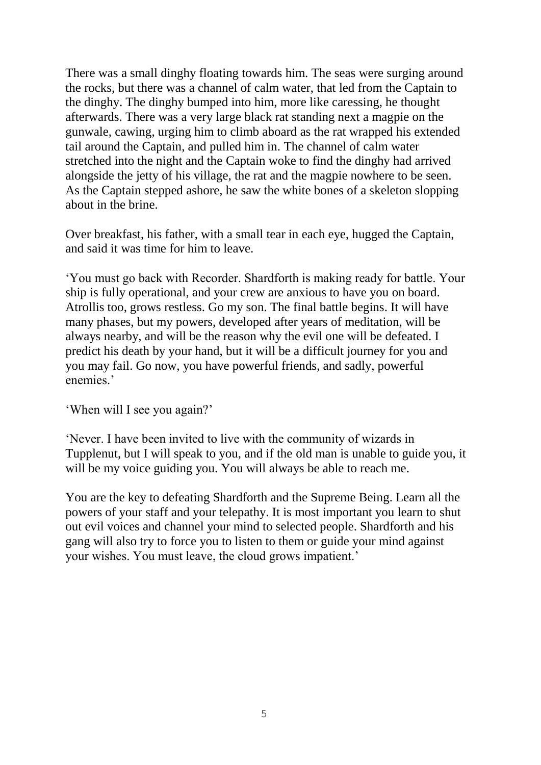There was a small dinghy floating towards him. The seas were surging around the rocks, but there was a channel of calm water, that led from the Captain to the dinghy. The dinghy bumped into him, more like caressing, he thought afterwards. There was a very large black rat standing next a magpie on the gunwale, cawing, urging him to climb aboard as the rat wrapped his extended tail around the Captain, and pulled him in. The channel of calm water stretched into the night and the Captain woke to find the dinghy had arrived alongside the jetty of his village, the rat and the magpie nowhere to be seen. As the Captain stepped ashore, he saw the white bones of a skeleton slopping about in the brine.

Over breakfast, his father, with a small tear in each eye, hugged the Captain, and said it was time for him to leave.

'You must go back with Recorder. Shardforth is making ready for battle. Your ship is fully operational, and your crew are anxious to have you on board. Atrollis too, grows restless. Go my son. The final battle begins. It will have many phases, but my powers, developed after years of meditation, will be always nearby, and will be the reason why the evil one will be defeated. I predict his death by your hand, but it will be a difficult journey for you and you may fail. Go now, you have powerful friends, and sadly, powerful enemies.'

'When will I see you again?'

'Never. I have been invited to live with the community of wizards in Tupplenut, but I will speak to you, and if the old man is unable to guide you, it will be my voice guiding you. You will always be able to reach me.

You are the key to defeating Shardforth and the Supreme Being. Learn all the powers of your staff and your telepathy. It is most important you learn to shut out evil voices and channel your mind to selected people. Shardforth and his gang will also try to force you to listen to them or guide your mind against your wishes. You must leave, the cloud grows impatient.'